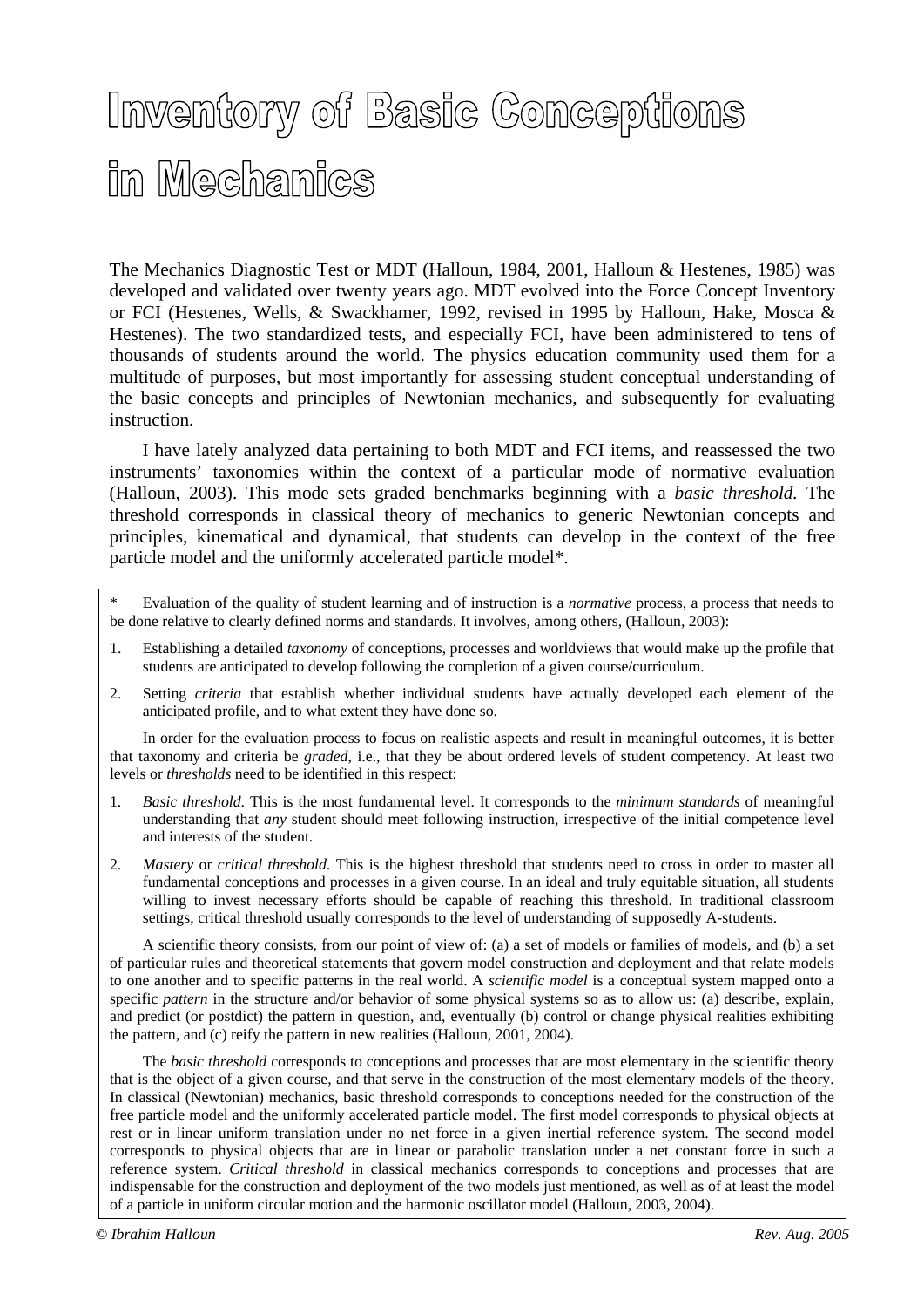# Inventory of Basic Conceptions in Mechanics

The Mechanics Diagnostic Test or MDT (Halloun, 1984, 2001, Halloun & Hestenes, 1985) was developed and validated over twenty years ago. MDT evolved into the Force Concept Inventory or FCI (Hestenes, Wells, & Swackhamer, 1992, revised in 1995 by Halloun, Hake, Mosca & Hestenes). The two standardized tests, and especially FCI, have been administered to tens of thousands of students around the world. The physics education community used them for a multitude of purposes, but most importantly for assessing student conceptual understanding of the basic concepts and principles of Newtonian mechanics, and subsequently for evaluating instruction.

I have lately analyzed data pertaining to both MDT and FCI items, and reassessed the two instruments' taxonomies within the context of a particular mode of normative evaluation (Halloun, 2003). This mode sets graded benchmarks beginning with a *basic threshold.* The threshold corresponds in classical theory of mechanics to generic Newtonian concepts and principles, kinematical and dynamical, that students can develop in the context of the free particle model and the uniformly accelerated particle model*.

\* Evaluation of the quality of student learning and of instruction is a *normative* process, a process that needs to be done relative to clearly defined norms and standards. It involves, among others, (Halloun, 2003):

1. Establishing a detailed *taxonomy* of conceptions, processes and worldviews that would make up the profile that students are anticipated to develop following the completion of a given course/curriculum.
2. Setting *criteria* that establish whether individual students have actually developed each element of the anticipated profile, and to what extent they have done so.

In order for the evaluation process to focus on realistic aspects and result in meaningful outcomes, it is better that taxonomy and criteria be *graded*, i.e., that they be about ordered levels of student competency. At least two levels or *thresholds* need to be identified in this respect:

1. *Basic threshold*. This is the most fundamental level. It corresponds to the *minimum standards* of meaningful understanding that *any* student should meet following instruction, irrespective of the initial competence level and interests of the student.
2. *Mastery* or *critical threshold*. This is the highest threshold that students need to cross in order to master all fundamental conceptions and processes in a given course. In an ideal and truly equitable situation, all students willing to invest necessary efforts should be capable of reaching this threshold. In traditional classroom settings, critical threshold usually corresponds to the level of understanding of supposedly A-students.

A scientific theory consists, from our point of view of: (a) a set of models or families of models, and (b) a set of particular rules and theoretical statements that govern model construction and deployment and that relate models to one another and to specific patterns in the real world. A *scientific model* is a conceptual system mapped onto a specific *pattern* in the structure and/or behavior of some physical systems so as to allow us: (a) describe, explain, and predict (or postdict) the pattern in question, and, eventually (b) control or change physical realities exhibiting the pattern, and (c) reify the pattern in new realities (Halloun, 2001, 2004).

The *basic threshold* corresponds to conceptions and processes that are most elementary in the scientific theory that is the object of a given course, and that serve in the construction of the most elementary models of the theory. In classical (Newtonian) mechanics, basic threshold corresponds to conceptions needed for the construction of the free particle model and the uniformly accelerated particle model. The first model corresponds to physical objects at rest or in linear uniform translation under no net force in a given inertial reference system. The second model corresponds to physical objects that are in linear or parabolic translation under a net constant force in such a reference system. *Critical threshold* in classical mechanics corresponds to conceptions and processes that are indispensable for the construction and deployment of the two models just mentioned, as well as of at least the model of a particle in uniform circular motion and the harmonic oscillator model (Halloun, 2003, 2004).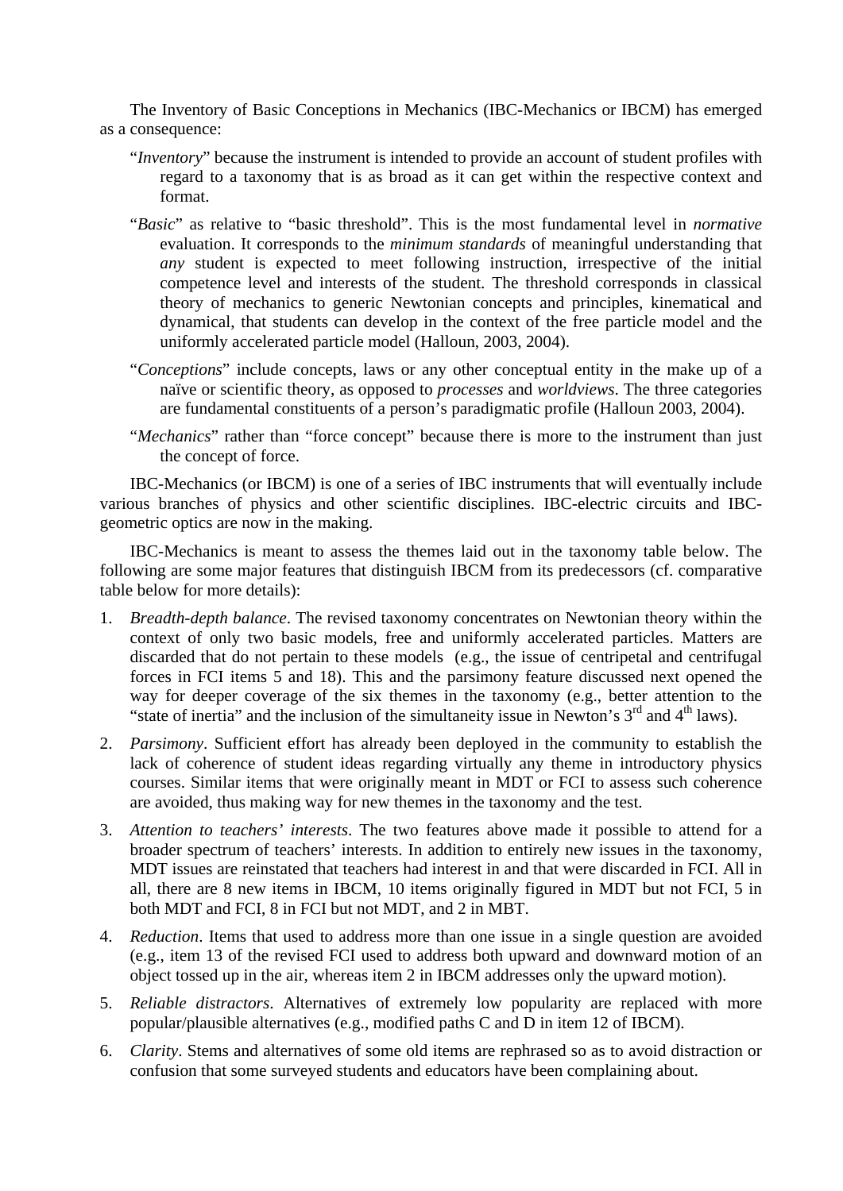The Inventory of Basic Conceptions in Mechanics (IBC-Mechanics or IBCM) has emerged as a consequence:

"*Inventory*" because the instrument is intended to provide an account of student profiles with regard to a taxonomy that is as broad as it can get within the respective context and format.

"*Basic*" as relative to "basic threshold". This is the most fundamental level in *normative* evaluation. It corresponds to the *minimum standards* of meaningful understanding that *any* student is expected to meet following instruction, irrespective of the initial competence level and interests of the student. The threshold corresponds in classical theory of mechanics to generic Newtonian concepts and principles, kinematical and dynamical, that students can develop in the context of the free particle model and the uniformly accelerated particle model (Halloun, 2003, 2004).

"*Conceptions*" include concepts, laws or any other conceptual entity in the make up of a naïve or scientific theory, as opposed to *processes* and *worldviews*. The three categories are fundamental constituents of a person's paradigmatic profile (Halloun 2003, 2004).

"*Mechanics*" rather than "force concept" because there is more to the instrument than just the concept of force.

IBC-Mechanics (or IBCM) is one of a series of IBC instruments that will eventually include various branches of physics and other scientific disciplines. IBC-electric circuits and IBC-geometric optics are now in the making.

IBC-Mechanics is meant to assess the themes laid out in the taxonomy table below. The following are some major features that distinguish IBCM from its predecessors (cf. comparative table below for more details):

1. *Breadth-depth balance*. The revised taxonomy concentrates on Newtonian theory within the context of only two basic models, free and uniformly accelerated particles. Matters are discarded that do not pertain to these models (e.g., the issue of centripetal and centrifugal forces in FCI items 5 and 18). This and the parsimony feature discussed next opened the way for deeper coverage of the six themes in the taxonomy (e.g., better attention to the "state of inertia" and the inclusion of the simultaneity issue in Newton's 3rd and 4th laws).
2. *Parsimony*. Sufficient effort has already been deployed in the community to establish the lack of coherence of student ideas regarding virtually any theme in introductory physics courses. Similar items that were originally meant in MDT or FCI to assess such coherence are avoided, thus making way for new themes in the taxonomy and the test.
3. *Attention to teachers' interests*. The two features above made it possible to attend for a broader spectrum of teachers' interests. In addition to entirely new issues in the taxonomy, MDT issues are reinstated that teachers had interest in and that were discarded in FCI. All in all, there are 8 new items in IBCM, 10 items originally figured in MDT but not FCI, 5 in both MDT and FCI, 8 in FCI but not MDT, and 2 in MBT.
4. *Reduction*. Items that used to address more than one issue in a single question are avoided (e.g., item 13 of the revised FCI used to address both upward and downward motion of an object tossed up in the air, whereas item 2 in IBCM addresses only the upward motion).
5. *Reliable distractors*. Alternatives of extremely low popularity are replaced with more popular/plausible alternatives (e.g., modified paths C and D in item 12 of IBCM).
6. *Clarity*. Stems and alternatives of some old items are rephrased so as to avoid distraction or confusion that some surveyed students and educators have been complaining about.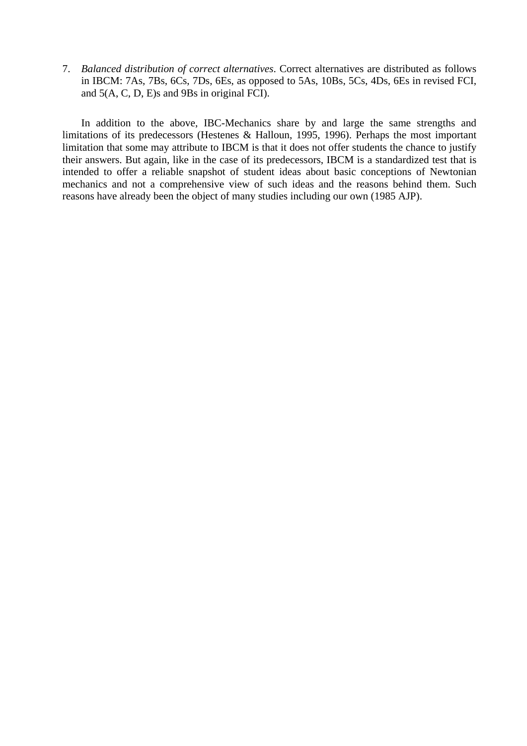7. *Balanced distribution of correct alternatives*. Correct alternatives are distributed as follows in IBCM: 7As, 7Bs, 6Cs, 7Ds, 6Es, as opposed to 5As, 10Bs, 5Cs, 4Ds, 6Es in revised FCI, and 5(A, C, D, E)s and 9Bs in original FCI).

In addition to the above, IBC-Mechanics share by and large the same strengths and limitations of its predecessors (Hestenes & Halloun, 1995, 1996). Perhaps the most important limitation that some may attribute to IBCM is that it does not offer students the chance to justify their answers. But again, like in the case of its predecessors, IBCM is a standardized test that is intended to offer a reliable snapshot of student ideas about basic conceptions of Newtonian mechanics and not a comprehensive view of such ideas and the reasons behind them. Such reasons have already been the object of many studies including our own (1985 AJP).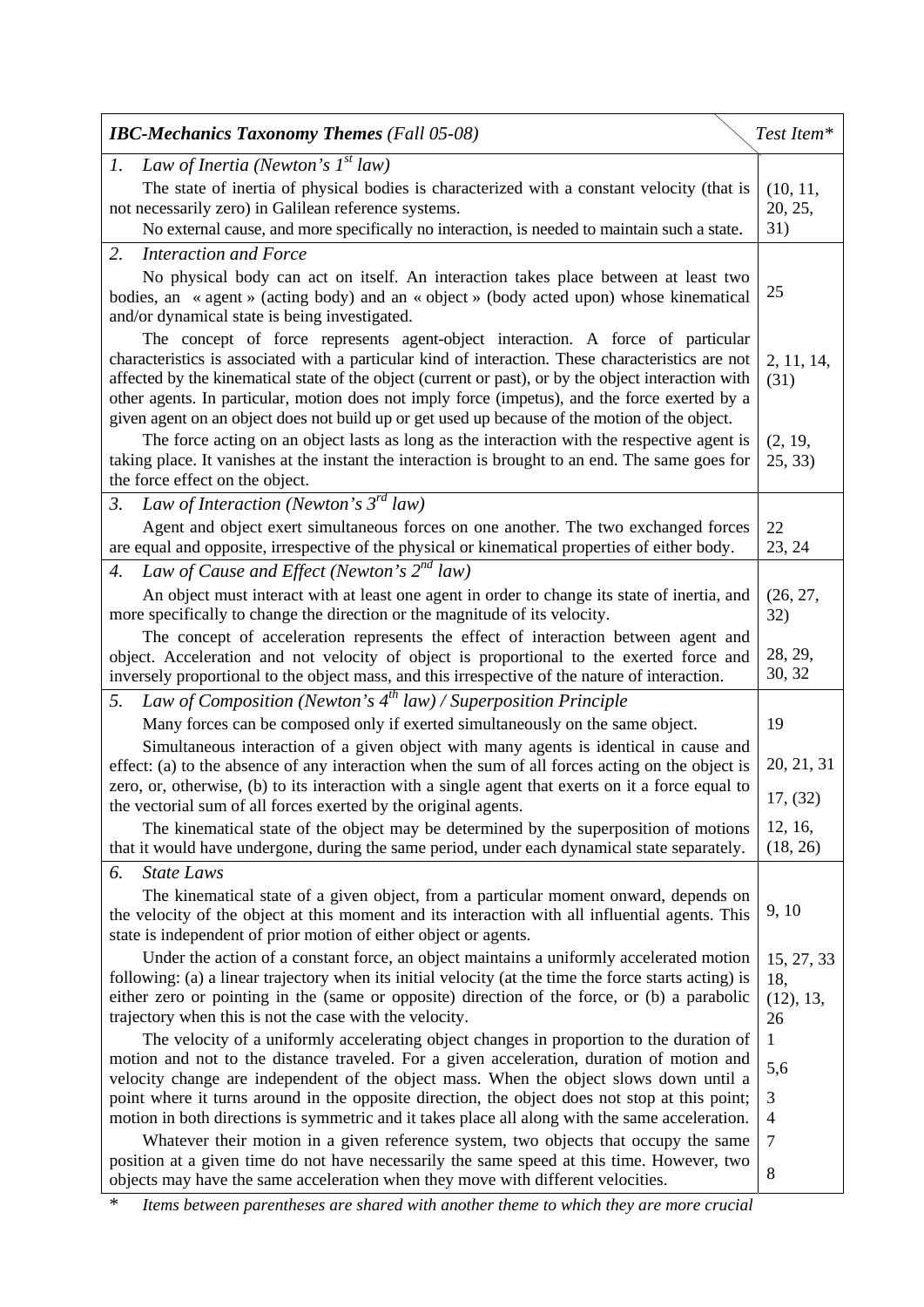| *IBC-Mechanics Taxonomy Themes* (Fall 05-08) | *Test Item\** |
|---|---|
| *1. Law of Inertia (Newton's 1st law)* | |
| The state of inertia of physical bodies is characterized with a constant velocity (that is not necessarily zero) in Galilean reference systems. No external cause, and more specifically no interaction, is needed to maintain such a state. | (10, 11, 20, 25, 31) |
| *2. Interaction and Force* | |
| No physical body can act on itself. An interaction takes place between at least two bodies, an « agent » (acting body) and an « object » (body acted upon) whose kinematical and/or dynamical state is being investigated. | 25 |
| The concept of force represents agent-object interaction. A force of particular characteristics is associated with a particular kind of interaction. These characteristics are not affected by the kinematical state of the object (current or past), or by the object interaction with other agents. In particular, motion does not imply force (impetus), and the force exerted by a given agent on an object does not build up or get used up because of the motion of the object. | 2, 11, 14, (31) |
| The force acting on an object lasts as long as the interaction with the respective agent is taking place. It vanishes at the instant the interaction is brought to an end. The same goes for the force effect on the object. | (2, 19, 25, 33) |
| *3. Law of Interaction (Newton's 3rd law)* | |
| Agent and object exert simultaneous forces on one another. The two exchanged forces are equal and opposite, irrespective of the physical or kinematical properties of either body. | 22 23, 24 |
| *4. Law of Cause and Effect (Newton's 2nd law)* | |
| An object must interact with at least one agent in order to change its state of inertia, and more specifically to change the direction or the magnitude of its velocity. | (26, 27, 32) |
| The concept of acceleration represents the effect of interaction between agent and object. Acceleration and not velocity of object is proportional to the exerted force and inversely proportional to the object mass, and this irrespective of the nature of interaction. | 28, 29, 30, 32 |
| *5. Law of Composition (Newton's 4th law) / Superposition Principle* | |
| Many forces can be composed only if exerted simultaneously on the same object. | 19 |
| Simultaneous interaction of a given object with many agents is identical in cause and effect: (a) to the absence of any interaction when the sum of all forces acting on the object is zero, or, otherwise, (b) to its interaction with a single agent that exerts on it a force equal to the vectorial sum of all forces exerted by the original agents. | 20, 21, 31 17, (32) |
| The kinematical state of the object may be determined by the superposition of motions that it would have undergone, during the same period, under each dynamical state separately. | 12, 16, (18, 26) |
| *6. State Laws* | |
| The kinematical state of a given object, from a particular moment onward, depends on the velocity of the object at this moment and its interaction with all influential agents. This state is independent of prior motion of either object or agents. | 9, 10 |
| Under the action of a constant force, an object maintains a uniformly accelerated motion following: (a) a linear trajectory when its initial velocity (at the time the force starts acting) is either zero or pointing in the (same or opposite) direction of the force, or (b) a parabolic trajectory when this is not the case with the velocity. | 15, 27, 33 18, (12), 13, 26 |
| The velocity of a uniformly accelerating object changes in proportion to the duration of motion and not to the distance traveled. For a given acceleration, duration of motion and velocity change are independent of the object mass. When the object slows down until a point where it turns around in the opposite direction, the object does not stop at this point; motion in both directions is symmetric and it takes place all along with the same acceleration. | 1 5,6 3 4 |
| Whatever their motion in a given reference system, two objects that occupy the same position at a given time do not have necessarily the same speed at this time. However, two objects may have the same acceleration when they move with different velocities. | 7 8 |

\* *Items between parentheses are shared with another theme to which they are more crucial*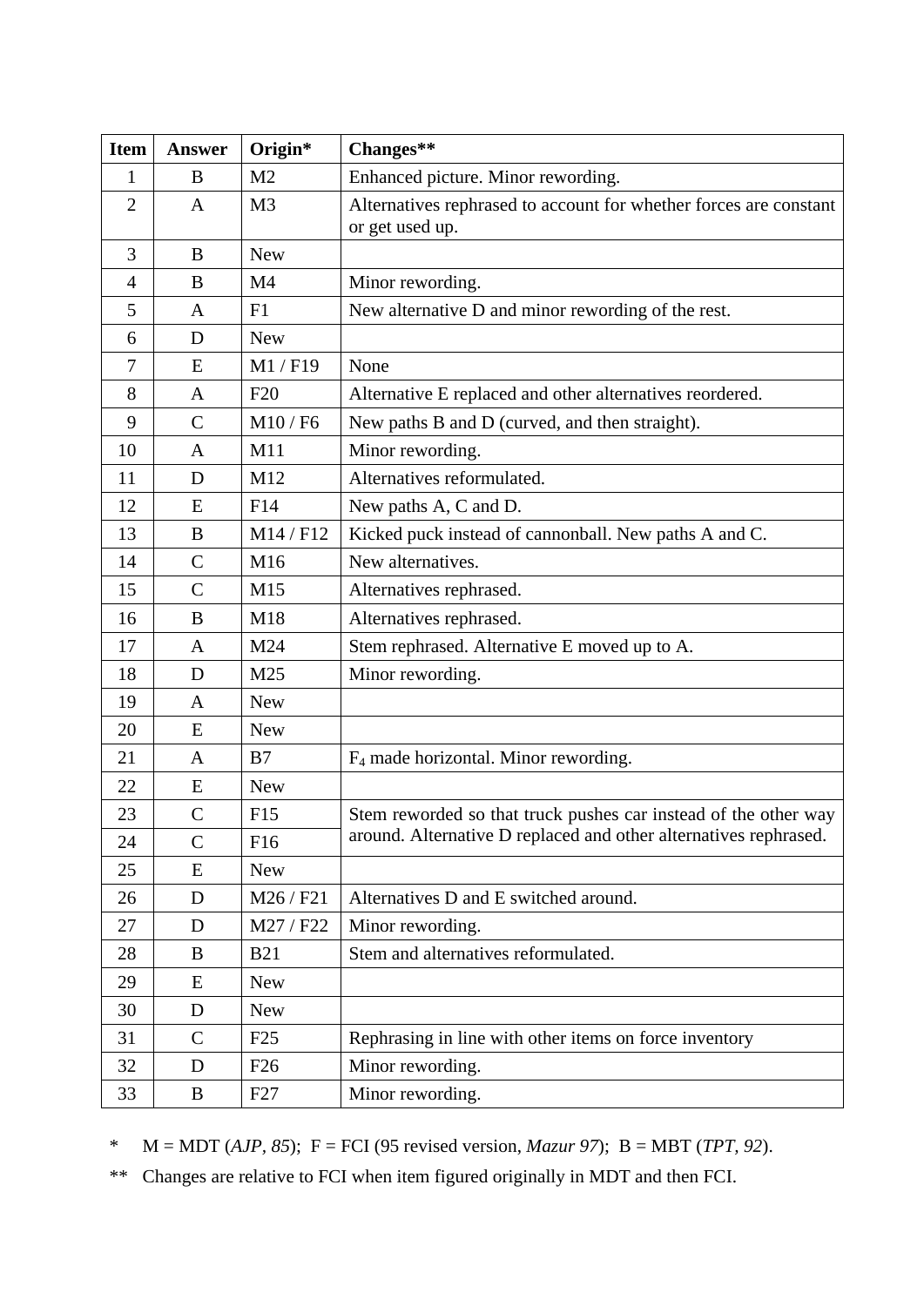| Item | Answer | Origin* | Changes** |
|---|---|---|---|
| 1 | B | M2 | Enhanced picture. Minor rewording. |
| 2 | A | M3 | Alternatives rephrased to account for whether forces are constant or get used up. |
| 3 | B | New | |
| 4 | B | M4 | Minor rewording. |
| 5 | A | F1 | New alternative D and minor rewording of the rest. |
| 6 | D | New | |
| 7 | E | M1 / F19 | None |
| 8 | A | F20 | Alternative E replaced and other alternatives reordered. |
| 9 | C | M10 / F6 | New paths B and D (curved, and then straight). |
| 10 | A | M11 | Minor rewording. |
| 11 | D | M12 | Alternatives reformulated. |
| 12 | E | F14 | New paths A, C and D. |
| 13 | B | M14 / F12 | Kicked puck instead of cannonball. New paths A and C. |
| 14 | C | M16 | New alternatives. |
| 15 | C | M15 | Alternatives rephrased. |
| 16 | B | M18 | Alternatives rephrased. |
| 17 | A | M24 | Stem rephrased. Alternative E moved up to A. |
| 18 | D | M25 | Minor rewording. |
| 19 | A | New | |
| 20 | E | New | |
| 21 | A | B7 | $F_4$ made horizontal. Minor rewording. |
| 22 | E | New | |
| 23 | C | F15 | Stem reworded so that truck pushes car instead of the other way around. Alternative D replaced and other alternatives rephrased. |
| 24 | C | F16 | |
| 25 | E | New | |
| 26 | D | M26 / F21 | Alternatives D and E switched around. |
| 27 | D | M27 / F22 | Minor rewording. |
| 28 | B | B21 | Stem and alternatives reformulated. |
| 29 | E | New | |
| 30 | D | New | |
| 31 | C | F25 | Rephrasing in line with other items on force inventory |
| 32 | D | F26 | Minor rewording. |
| 33 | B | F27 | Minor rewording. |

\* M = MDT (*AJP*, *85*); F = FCI (95 revised version, *Mazur 97*); B = MBT (*TPT*, *92*).

\*\* Changes are relative to FCI when item figured originally in MDT and then FCI.